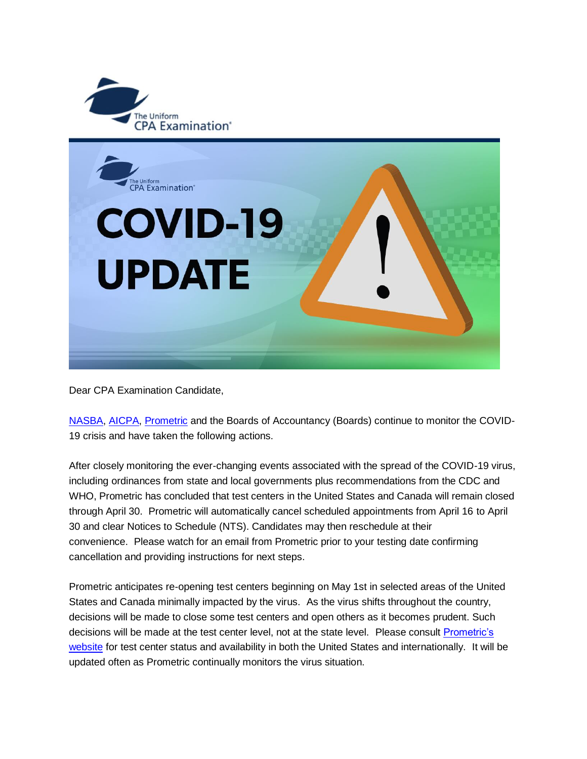Dear CPA Examination Candidate,

NASBA, AICPA, Prometric and the Boards of Accountancy (Boards) continue to monitor the COVID-19 crisis and have taken the following actions.

After closely monitoring the ever-changing events associated with the spread of the COVID-19 virus, including ordinances from state and local governments plus recommendations from the CDC and WHO, Prometric has concluded that test centers in the United States and Canada will remain closed through April 30. Prometric will automatically cancel scheduled appointments from April 16 to April 30 and clear Notices to Schedule (NTS). Candidates may then reschedule at their convenience. Please watch for an email from Prometric prior to your testing date confirming cancellation and providing instructions for next steps.

Prometric anticipates re-opening test centers beginning on May 1st in selected areas of the United States and Canada minimally impacted by the virus. As the virus shifts throughout the country, decisions will be made to close some test centers and open others as it becomes prudent. Such decisions will be made at the test center level, not at the state level. Please consult Prometric's website for test center status and availability in both the United States and internationally. It will be updated often as Prometric continually monitors the virus situation.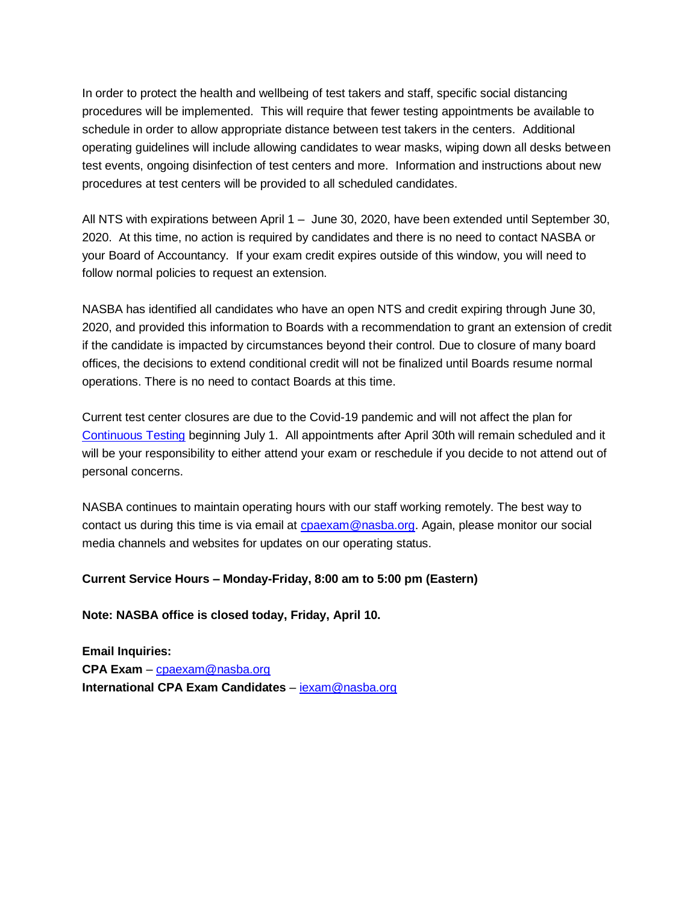In order to protect the health and wellbeing of test takers and staff, specific social distancing procedures will be implemented. This will require that fewer testing appointments be available to schedule in order to allow appropriate distance between test takers in the centers. Additional operating guidelines will include allowing candidates to wear masks, wiping down all desks between test events, ongoing disinfection of test centers and more. Information and instructions about new procedures at test centers will be provided to all scheduled candidates.

All NTS with expirations between April 1 – June 30, 2020, have been extended until September 30, 2020. At this time, no action is required by candidates and there is no need to contact NASBA or your Board of Accountancy. If your exam credit expires outside of this window, you will need to follow normal policies to request an extension.

NASBA has identified all candidates who have an open NTS and credit expiring through June 30, 2020, and provided this information to Boards with a recommendation to grant an extension of credit if the candidate is impacted by circumstances beyond their control. Due to closure of many board offices, the decisions to extend conditional credit will not be finalized until Boards resume normal operations. There is no need to contact Boards at this time.

Current test center closures are due to the Covid-19 pandemic and will not affect the plan for Continuous Testing beginning July 1. All appointments after April 30th will remain scheduled and it will be your responsibility to either attend your exam or reschedule if you decide to not attend out of personal concerns.

NASBA continues to maintain operating hours with our staff working remotely. The best way to contact us during this time is via email at cpaexam@nasba.org. Again, please monitor our social media channels and websites for updates on our operating status.

**Current Service Hours – Monday-Friday, 8:00 am to 5:00 pm (Eastern)**

**Note: NASBA office is closed today, Friday, April 10.**

**Email Inquiries:**
**CPA Exam** – cpaexam@nasba.org
**International CPA Exam Candidates** – iexam@nasba.org